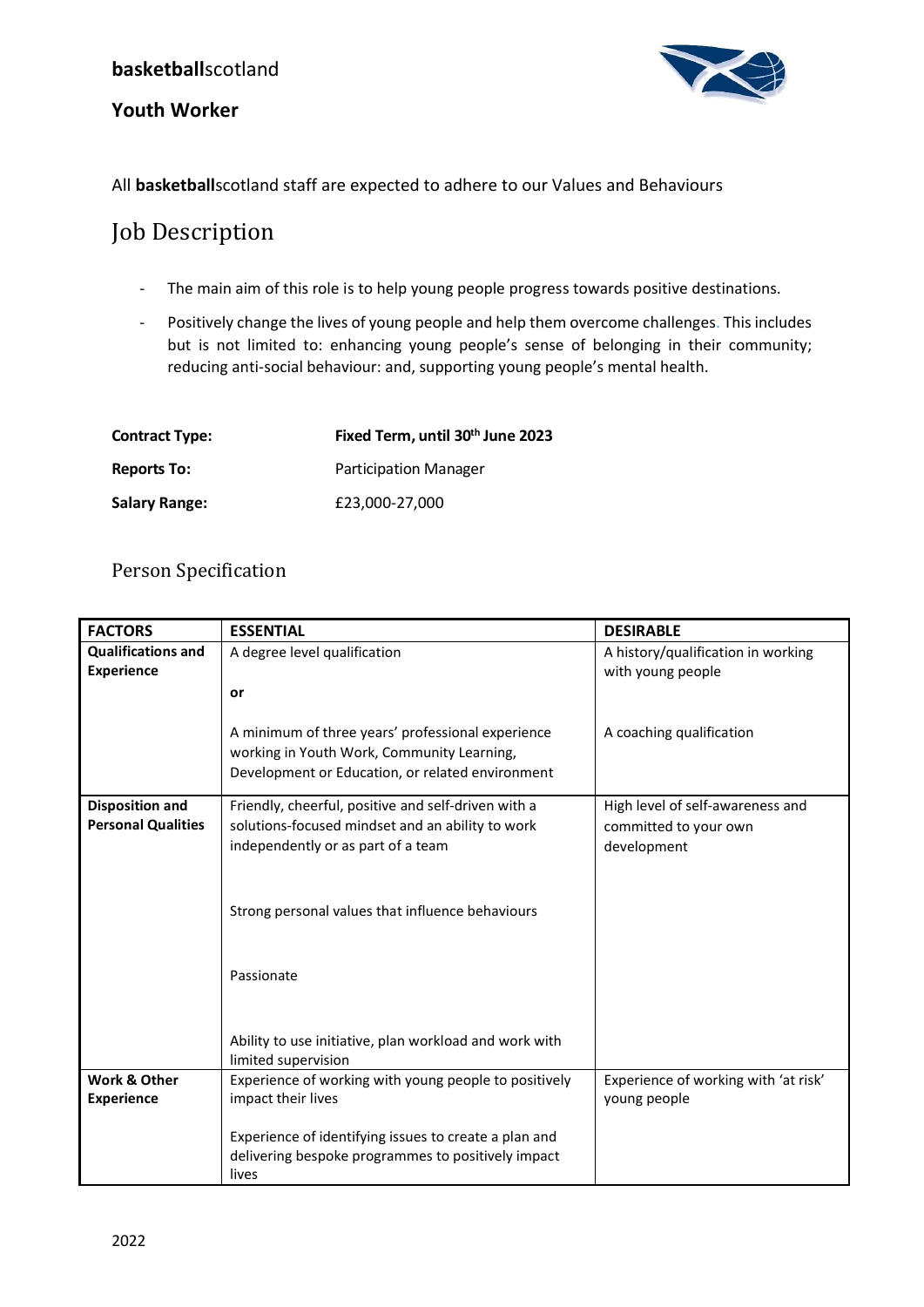**basketball**scotland

**Youth Worker**

All **basketball**scotland staff are expected to adhere to our Values and Behaviours

# Job Description

- The main aim of this role is to help young people progress towards positive destinations.
- Positively change the lives of young people and help them overcome challenges. This includes but is not limited to: enhancing young people's sense of belonging in their community; reducing anti-social behaviour: and, supporting young people's mental health.

**Contract Type:** **Fixed Term, until 30th June 2023**

**Reports To:** Participation Manager

**Salary Range:** £23,000-27,000

## Person Specification

| FACTORS | ESSENTIAL | DESIRABLE |
|---|---|---|
| **Qualifications and Experience** | A degree level qualification<br><br>**or**<br><br>A minimum of three years' professional experience working in Youth Work, Community Learning, Development or Education, or related environment | A history/qualification in working with young people<br><br>A coaching qualification |
| **Disposition and Personal Qualities** | Friendly, cheerful, positive and self-driven with a solutions-focused mindset and an ability to work independently or as part of a team<br><br>Strong personal values that influence behaviours<br><br>Passionate<br><br>Ability to use initiative, plan workload and work with limited supervision | High level of self-awareness and committed to your own development |
| **Work & Other Experience** | Experience of working with young people to positively impact their lives<br><br>Experience of identifying issues to create a plan and delivering bespoke programmes to positively impact lives | Experience of working with 'at risk' young people |

2022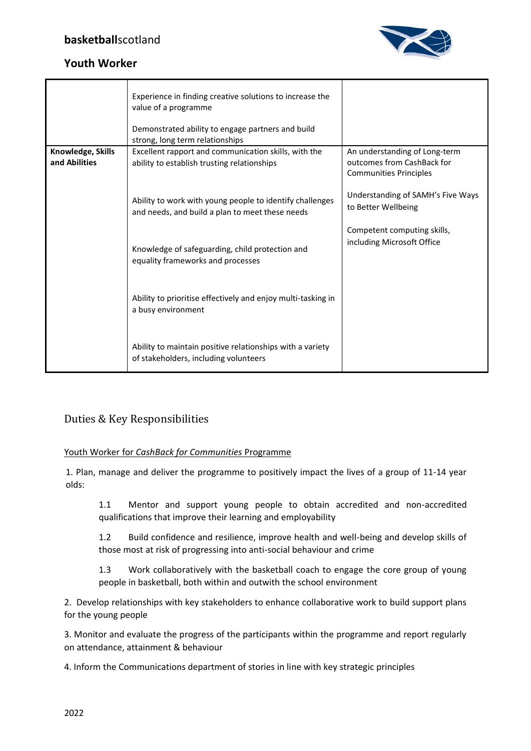| | | |
|---|---|---|
| | Experience in finding creative solutions to increase the value of a programme<br><br>Demonstrated ability to engage partners and build strong, long term relationships | |
| **Knowledge, Skills and Abilities** | Excellent rapport and communication skills, with the ability to establish trusting relationships<br><br>Ability to work with young people to identify challenges and needs, and build a plan to meet these needs<br><br>Knowledge of safeguarding, child protection and equality frameworks and processes<br><br>Ability to prioritise effectively and enjoy multi-tasking in a busy environment<br><br>Ability to maintain positive relationships with a variety of stakeholders, including volunteers | An understanding of Long-term outcomes from CashBack for Communities Principles<br><br>Understanding of SAMH's Five Ways to Better Wellbeing<br><br>Competent computing skills, including Microsoft Office |

## Duties & Key Responsibilities

Youth Worker for *CashBack for Communities* Programme

1. Plan, manage and deliver the programme to positively impact the lives of a group of 11-14 year olds:

    1.1 Mentor and support young people to obtain accredited and non-accredited qualifications that improve their learning and employability

    1.2 Build confidence and resilience, improve health and well-being and develop skills of those most at risk of progressing into anti-social behaviour and crime

    1.3 Work collaboratively with the basketball coach to engage the core group of young people in basketball, both within and outwith the school environment

2. Develop relationships with key stakeholders to enhance collaborative work to build support plans for the young people

3. Monitor and evaluate the progress of the participants within the programme and report regularly on attendance, attainment & behaviour

4. Inform the Communications department of stories in line with key strategic principles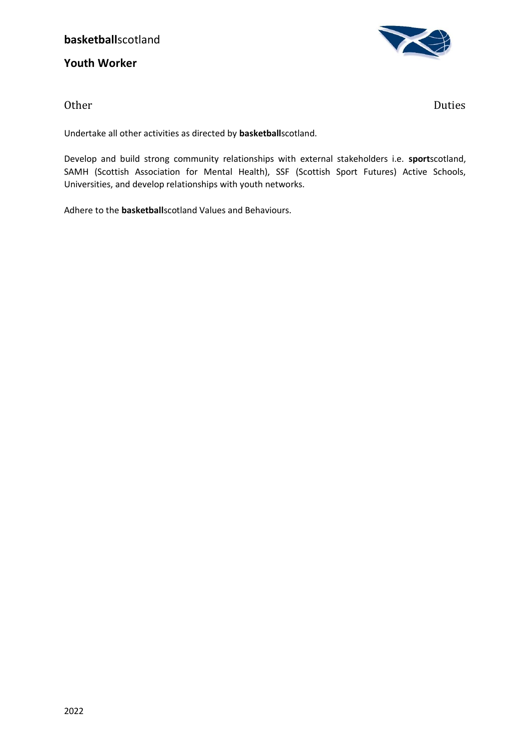## Other Duties

Undertake all other activities as directed by **basketball**scotland.

Develop and build strong community relationships with external stakeholders i.e. **sport**scotland, SAMH (Scottish Association for Mental Health), SSF (Scottish Sport Futures) Active Schools, Universities, and develop relationships with youth networks.

Adhere to the **basketball**scotland Values and Behaviours.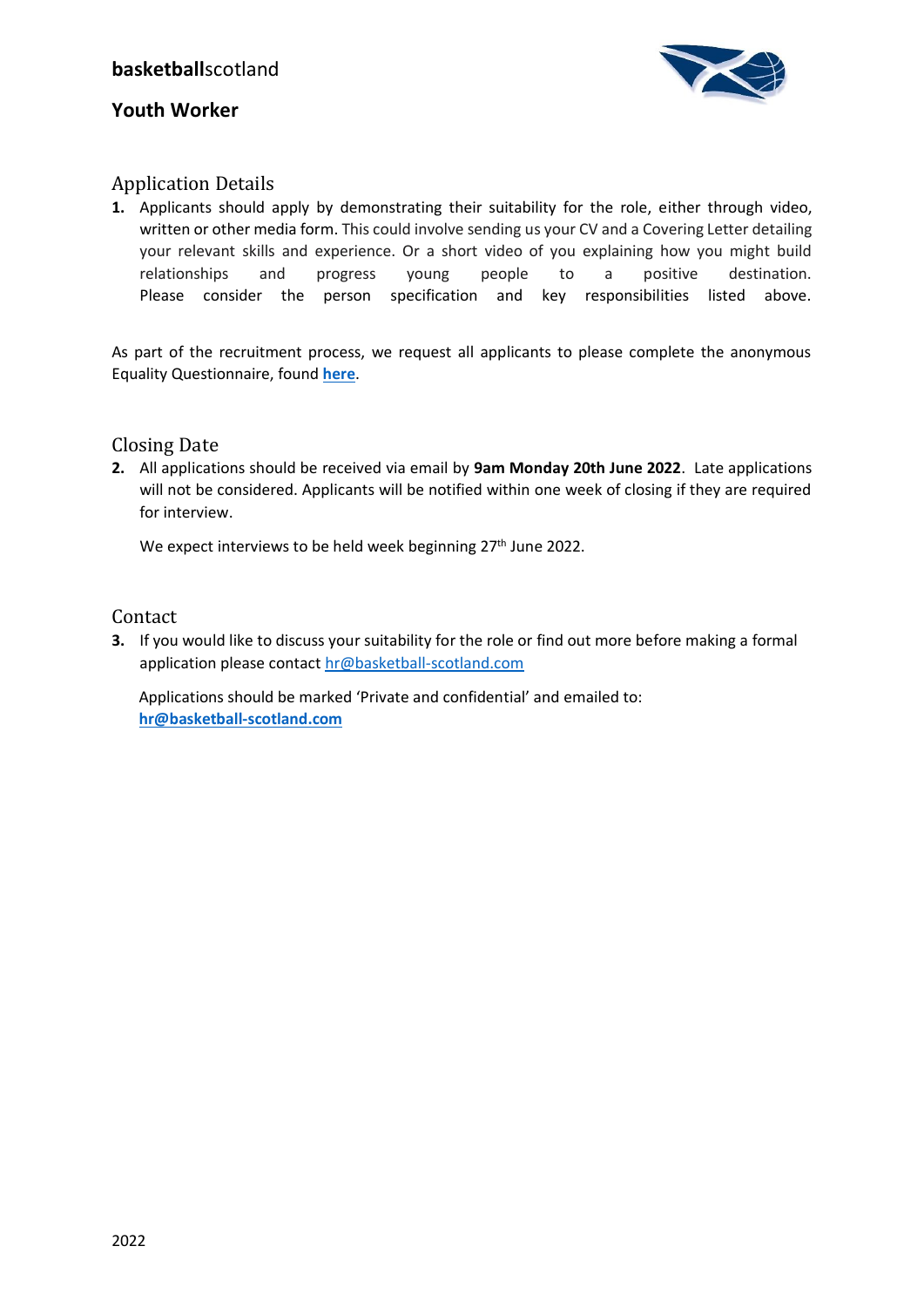# basketballscotland

## Youth Worker

### Application Details

1. Applicants should apply by demonstrating their suitability for the role, either through video, written or other media form. This could involve sending us your CV and a Covering Letter detailing your relevant skills and experience. Or a short video of you explaining how you might build relationships and progress young people to a positive destination. Please consider the person specification and key responsibilities listed above.

As part of the recruitment process, we request all applicants to please complete the anonymous Equality Questionnaire, found **here**.

### Closing Date

2. All applications should be received via email by **9am Monday 20th June 2022**. Late applications will not be considered. Applicants will be notified within one week of closing if they are required for interview.

   We expect interviews to be held week beginning 27th June 2022.

### Contact

3. If you would like to discuss your suitability for the role or find out more before making a formal application please contact hr@basketball-scotland.com

   Applications should be marked 'Private and confidential' and emailed to: **hr@basketball-scotland.com**